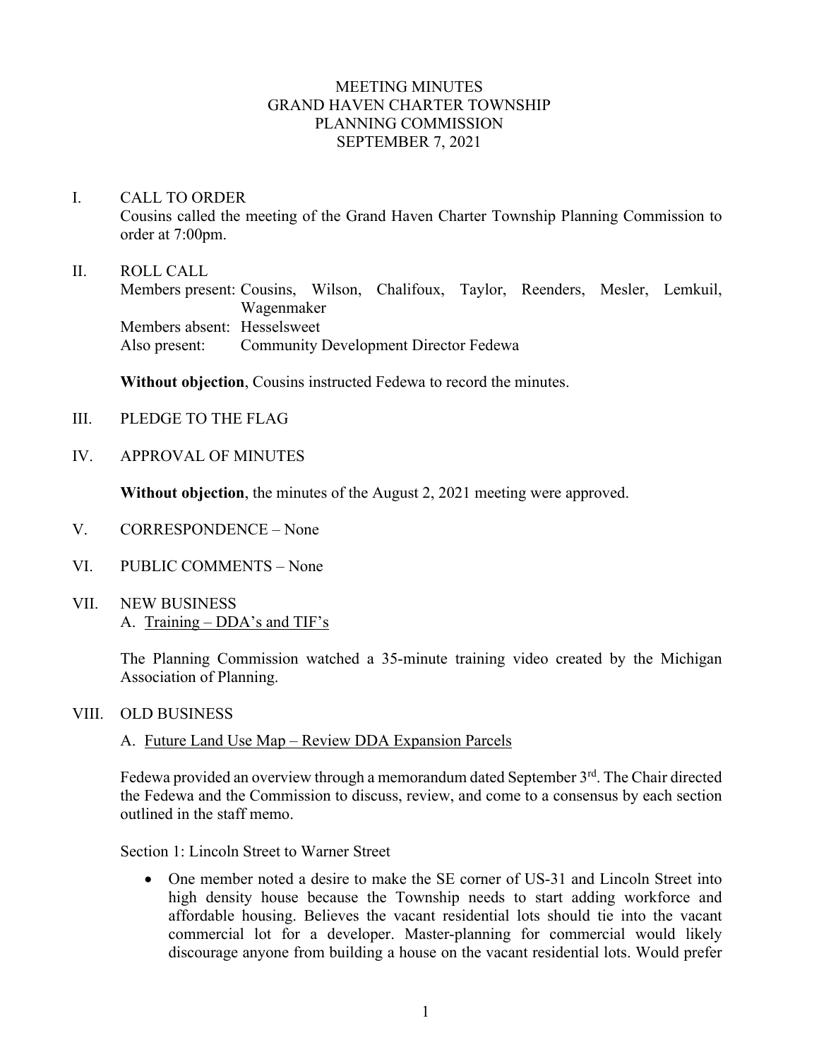# MEETING MINUTES
# GRAND HAVEN CHARTER TOWNSHIP
# PLANNING COMMISSION
# SEPTEMBER 7, 2021

I. CALL TO ORDER

Cousins called the meeting of the Grand Haven Charter Township Planning Commission to order at 7:00pm.

II. ROLL CALL

Members present: Cousins, Wilson, Chalifoux, Taylor, Reenders, Mesler, Lemkuil, Wagenmaker
Members absent: Hesselsweet
Also present: Community Development Director Fedewa

**Without objection**, Cousins instructed Fedewa to record the minutes.

III. PLEDGE TO THE FLAG

IV. APPROVAL OF MINUTES

**Without objection**, the minutes of the August 2, 2021 meeting were approved.

V. CORRESPONDENCE – None

VI. PUBLIC COMMENTS – None

VII. NEW BUSINESS

A. Training – DDA's and TIF's

The Planning Commission watched a 35-minute training video created by the Michigan Association of Planning.

VIII. OLD BUSINESS

A. Future Land Use Map – Review DDA Expansion Parcels

Fedewa provided an overview through a memorandum dated September 3rd. The Chair directed the Fedewa and the Commission to discuss, review, and come to a consensus by each section outlined in the staff memo.

Section 1: Lincoln Street to Warner Street

- One member noted a desire to make the SE corner of US-31 and Lincoln Street into high density house because the Township needs to start adding workforce and affordable housing. Believes the vacant residential lots should tie into the vacant commercial lot for a developer. Master-planning for commercial would likely discourage anyone from building a house on the vacant residential lots. Would prefer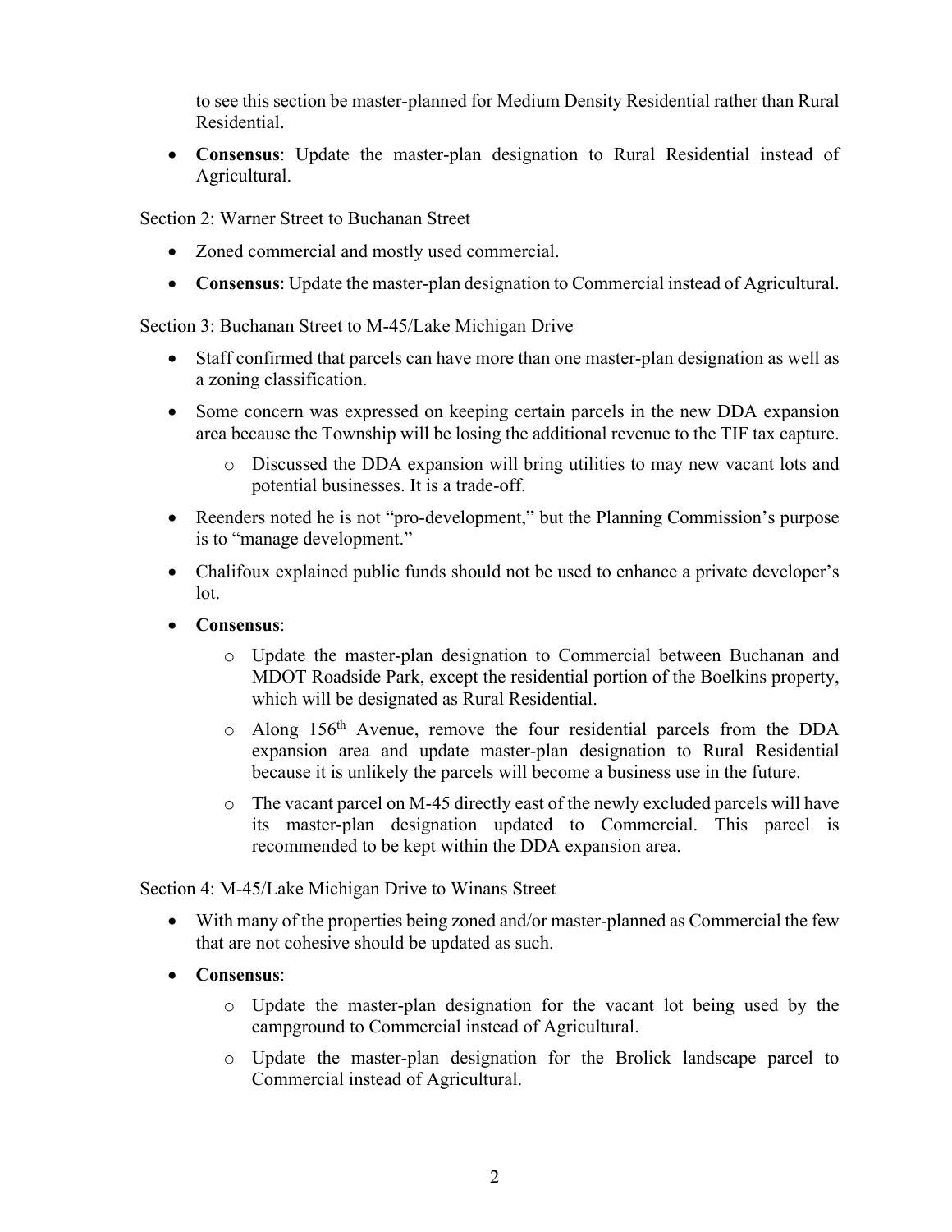to see this section be master-planned for Medium Density Residential rather than Rural Residential.

- **Consensus**: Update the master-plan designation to Rural Residential instead of Agricultural.

Section 2: Warner Street to Buchanan Street

- Zoned commercial and mostly used commercial.
- **Consensus**: Update the master-plan designation to Commercial instead of Agricultural.

Section 3: Buchanan Street to M-45/Lake Michigan Drive

- Staff confirmed that parcels can have more than one master-plan designation as well as a zoning classification.
- Some concern was expressed on keeping certain parcels in the new DDA expansion area because the Township will be losing the additional revenue to the TIF tax capture.
  - Discussed the DDA expansion will bring utilities to may new vacant lots and potential businesses. It is a trade-off.
- Reenders noted he is not "pro-development," but the Planning Commission's purpose is to "manage development."
- Chalifoux explained public funds should not be used to enhance a private developer's lot.
- **Consensus**:
  - Update the master-plan designation to Commercial between Buchanan and MDOT Roadside Park, except the residential portion of the Boelkins property, which will be designated as Rural Residential.
  - Along 156th Avenue, remove the four residential parcels from the DDA expansion area and update master-plan designation to Rural Residential because it is unlikely the parcels will become a business use in the future.
  - The vacant parcel on M-45 directly east of the newly excluded parcels will have its master-plan designation updated to Commercial. This parcel is recommended to be kept within the DDA expansion area.

Section 4: M-45/Lake Michigan Drive to Winans Street

- With many of the properties being zoned and/or master-planned as Commercial the few that are not cohesive should be updated as such.
- **Consensus**:
  - Update the master-plan designation for the vacant lot being used by the campground to Commercial instead of Agricultural.
  - Update the master-plan designation for the Brolick landscape parcel to Commercial instead of Agricultural.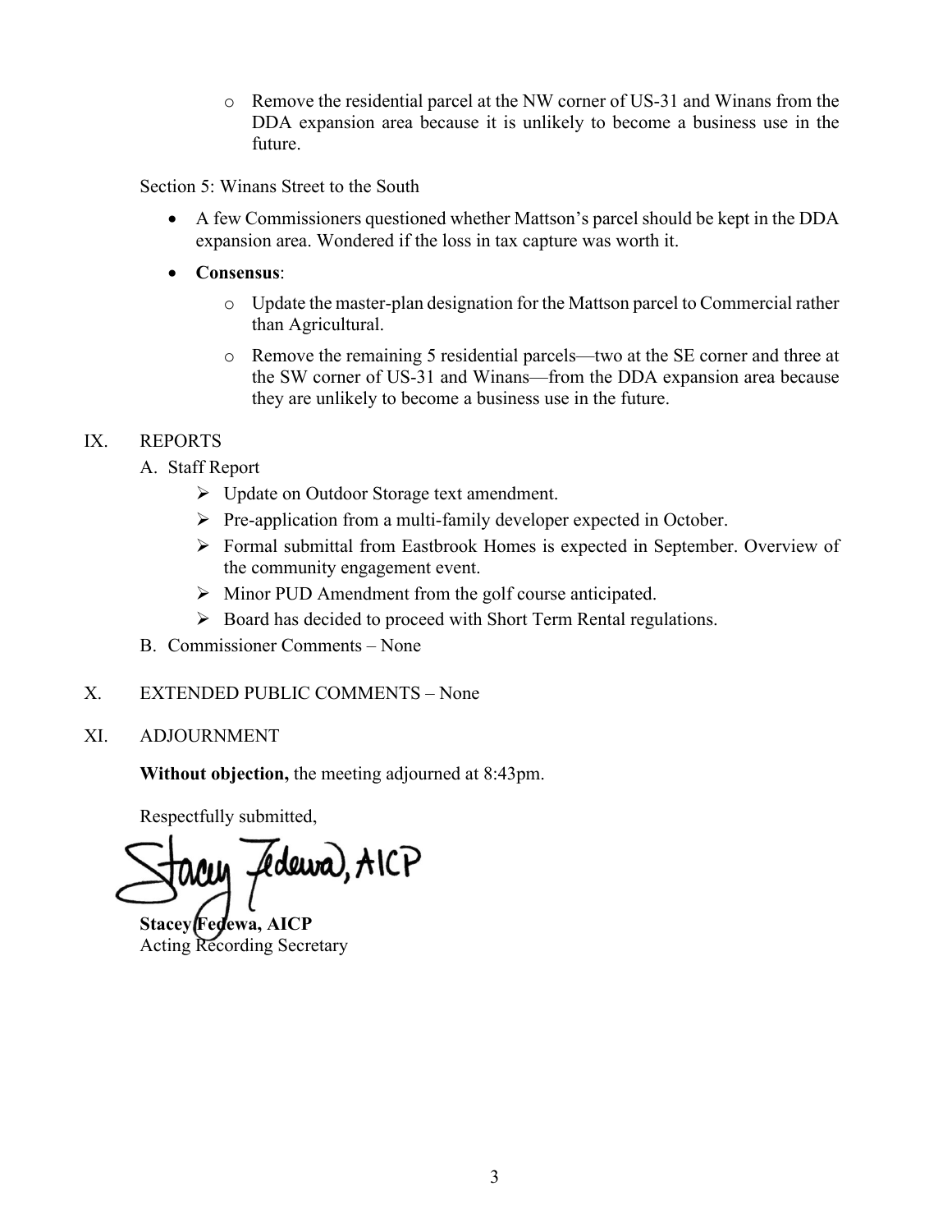- Remove the residential parcel at the NW corner of US-31 and Winans from the DDA expansion area because it is unlikely to become a business use in the future.

Section 5: Winans Street to the South

- A few Commissioners questioned whether Mattson's parcel should be kept in the DDA expansion area. Wondered if the loss in tax capture was worth it.
- **Consensus**:
  - Update the master-plan designation for the Mattson parcel to Commercial rather than Agricultural.
  - Remove the remaining 5 residential parcels—two at the SE corner and three at the SW corner of US-31 and Winans—from the DDA expansion area because they are unlikely to become a business use in the future.

IX. REPORTS

A. Staff Report

- Update on Outdoor Storage text amendment.
- Pre-application from a multi-family developer expected in October.
- Formal submittal from Eastbrook Homes is expected in September. Overview of the community engagement event.
- Minor PUD Amendment from the golf course anticipated.
- Board has decided to proceed with Short Term Rental regulations.

B. Commissioner Comments – None

X. EXTENDED PUBLIC COMMENTS – None

XI. ADJOURNMENT

**Without objection,** the meeting adjourned at 8:43pm.

Respectfully submitted,

Stacey Fedewa, AICP

**Stacey Fedewa, AICP**
Acting Recording Secretary